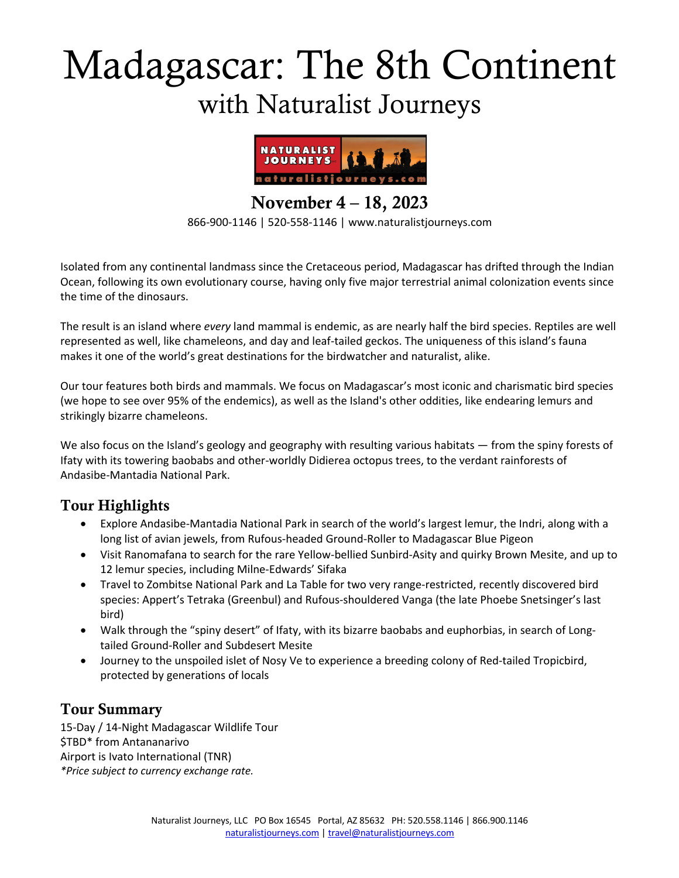# Madagascar: The 8th Continent

## with Naturalist Journeys

**November 4 – 18, 2023**

866-900-1146 | 520-558-1146 | www.naturalistjourneys.com

Isolated from any continental landmass since the Cretaceous period, Madagascar has drifted through the Indian Ocean, following its own evolutionary course, having only five major terrestrial animal colonization events since the time of the dinosaurs.

The result is an island where *every* land mammal is endemic, as are nearly half the bird species. Reptiles are well represented as well, like chameleons, and day and leaf-tailed geckos. The uniqueness of this island's fauna makes it one of the world's great destinations for the birdwatcher and naturalist, alike.

Our tour features both birds and mammals. We focus on Madagascar's most iconic and charismatic bird species (we hope to see over 95% of the endemics), as well as the Island's other oddities, like endearing lemurs and strikingly bizarre chameleons.

We also focus on the Island's geology and geography with resulting various habitats — from the spiny forests of Ifaty with its towering baobabs and other-worldly Didierea octopus trees, to the verdant rainforests of Andasibe-Mantadia National Park.

## Tour Highlights

- Explore Andasibe-Mantadia National Park in search of the world's largest lemur, the Indri, along with a long list of avian jewels, from Rufous-headed Ground-Roller to Madagascar Blue Pigeon
- Visit Ranomafana to search for the rare Yellow-bellied Sunbird-Asity and quirky Brown Mesite, and up to 12 lemur species, including Milne-Edwards' Sifaka
- Travel to Zombitse National Park and La Table for two very range-restricted, recently discovered bird species: Appert's Tetraka (Greenbul) and Rufous-shouldered Vanga (the late Phoebe Snetsinger's last bird)
- Walk through the "spiny desert" of Ifaty, with its bizarre baobabs and euphorbias, in search of Long-tailed Ground-Roller and Subdesert Mesite
- Journey to the unspoiled islet of Nosy Ve to experience a breeding colony of Red-tailed Tropicbird, protected by generations of locals

## Tour Summary

15-Day / 14-Night Madagascar Wildlife Tour
$TBD* from Antananarivo
Airport is Ivato International (TNR)
*\*Price subject to currency exchange rate.*

Naturalist Journeys, LLC PO Box 16545 Portal, AZ 85632 PH: 520.558.1146 | 866.900.1146
naturalistjourneys.com | travel@naturalistjourneys.com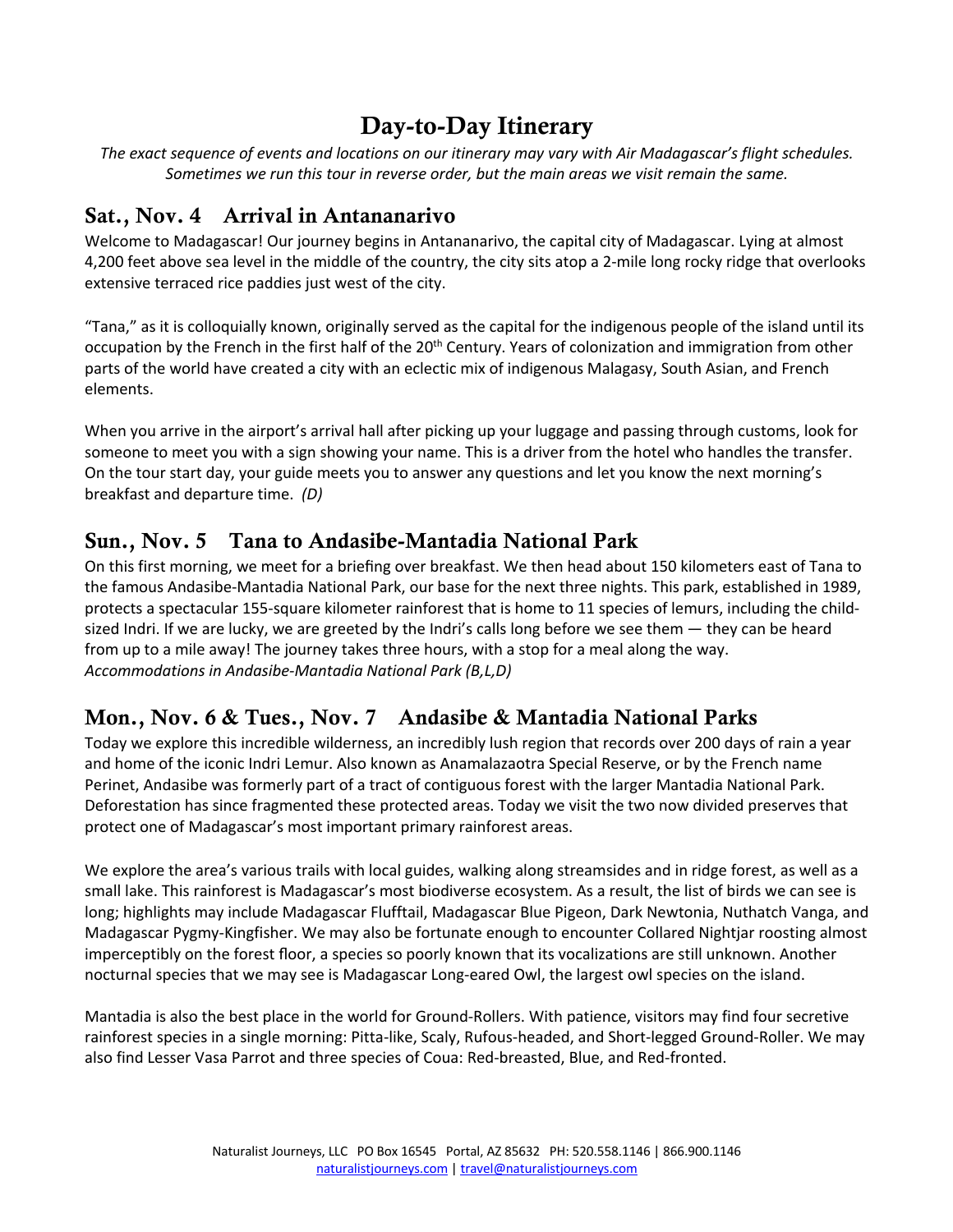# Day-to-Day Itinerary

*The exact sequence of events and locations on our itinerary may vary with Air Madagascar's flight schedules. Sometimes we run this tour in reverse order, but the main areas we visit remain the same.*

## Sat., Nov. 4 Arrival in Antananarivo

Welcome to Madagascar! Our journey begins in Antananarivo, the capital city of Madagascar. Lying at almost 4,200 feet above sea level in the middle of the country, the city sits atop a 2-mile long rocky ridge that overlooks extensive terraced rice paddies just west of the city.

"Tana," as it is colloquially known, originally served as the capital for the indigenous people of the island until its occupation by the French in the first half of the 20th Century. Years of colonization and immigration from other parts of the world have created a city with an eclectic mix of indigenous Malagasy, South Asian, and French elements.

When you arrive in the airport's arrival hall after picking up your luggage and passing through customs, look for someone to meet you with a sign showing your name. This is a driver from the hotel who handles the transfer. On the tour start day, your guide meets you to answer any questions and let you know the next morning's breakfast and departure time. *(D)*

## Sun., Nov. 5 Tana to Andasibe-Mantadia National Park

On this first morning, we meet for a briefing over breakfast. We then head about 150 kilometers east of Tana to the famous Andasibe-Mantadia National Park, our base for the next three nights. This park, established in 1989, protects a spectacular 155-square kilometer rainforest that is home to 11 species of lemurs, including the child-sized Indri. If we are lucky, we are greeted by the Indri's calls long before we see them — they can be heard from up to a mile away! The journey takes three hours, with a stop for a meal along the way.
*Accommodations in Andasibe-Mantadia National Park (B,L,D)*

## Mon., Nov. 6 & Tues., Nov. 7 Andasibe & Mantadia National Parks

Today we explore this incredible wilderness, an incredibly lush region that records over 200 days of rain a year and home of the iconic Indri Lemur. Also known as Anamalazaotra Special Reserve, or by the French name Perinet, Andasibe was formerly part of a tract of contiguous forest with the larger Mantadia National Park. Deforestation has since fragmented these protected areas. Today we visit the two now divided preserves that protect one of Madagascar's most important primary rainforest areas.

We explore the area's various trails with local guides, walking along streamsides and in ridge forest, as well as a small lake. This rainforest is Madagascar's most biodiverse ecosystem. As a result, the list of birds we can see is long; highlights may include Madagascar Flufftail, Madagascar Blue Pigeon, Dark Newtonia, Nuthatch Vanga, and Madagascar Pygmy-Kingfisher. We may also be fortunate enough to encounter Collared Nightjar roosting almost imperceptibly on the forest floor, a species so poorly known that its vocalizations are still unknown. Another nocturnal species that we may see is Madagascar Long-eared Owl, the largest owl species on the island.

Mantadia is also the best place in the world for Ground-Rollers. With patience, visitors may find four secretive rainforest species in a single morning: Pitta-like, Scaly, Rufous-headed, and Short-legged Ground-Roller. We may also find Lesser Vasa Parrot and three species of Coua: Red-breasted, Blue, and Red-fronted.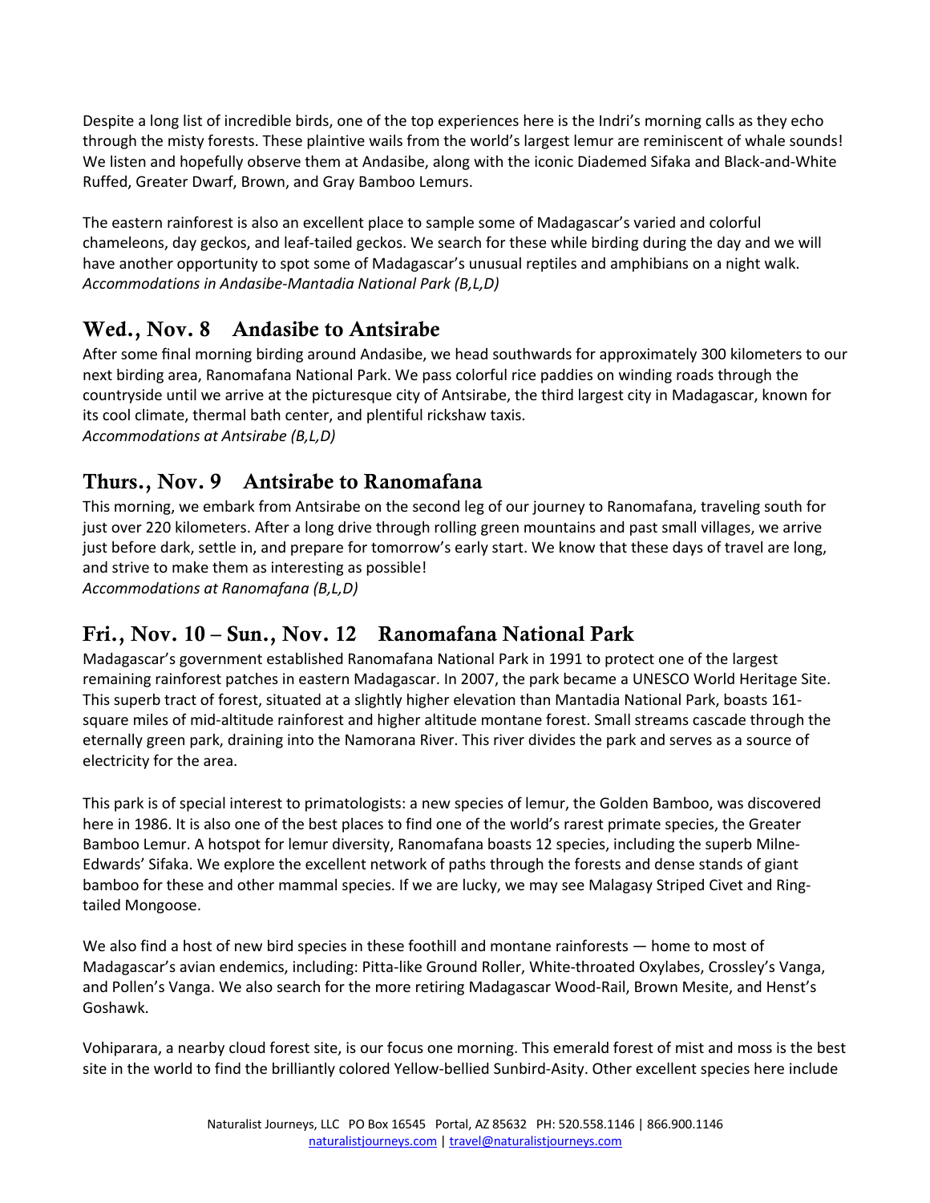Despite a long list of incredible birds, one of the top experiences here is the Indri's morning calls as they echo through the misty forests. These plaintive wails from the world's largest lemur are reminiscent of whale sounds! We listen and hopefully observe them at Andasibe, along with the iconic Diademed Sifaka and Black-and-White Ruffed, Greater Dwarf, Brown, and Gray Bamboo Lemurs.

The eastern rainforest is also an excellent place to sample some of Madagascar's varied and colorful chameleons, day geckos, and leaf-tailed geckos. We search for these while birding during the day and we will have another opportunity to spot some of Madagascar's unusual reptiles and amphibians on a night walk.
*Accommodations in Andasibe-Mantadia National Park (B,L,D)*

## Wed., Nov. 8 Andasibe to Antsirabe

After some final morning birding around Andasibe, we head southwards for approximately 300 kilometers to our next birding area, Ranomafana National Park. We pass colorful rice paddies on winding roads through the countryside until we arrive at the picturesque city of Antsirabe, the third largest city in Madagascar, known for its cool climate, thermal bath center, and plentiful rickshaw taxis.
*Accommodations at Antsirabe (B,L,D)*

## Thurs., Nov. 9 Antsirabe to Ranomafana

This morning, we embark from Antsirabe on the second leg of our journey to Ranomafana, traveling south for just over 220 kilometers. After a long drive through rolling green mountains and past small villages, we arrive just before dark, settle in, and prepare for tomorrow's early start. We know that these days of travel are long, and strive to make them as interesting as possible!
*Accommodations at Ranomafana (B,L,D)*

## Fri., Nov. 10 – Sun., Nov. 12 Ranomafana National Park

Madagascar's government established Ranomafana National Park in 1991 to protect one of the largest remaining rainforest patches in eastern Madagascar. In 2007, the park became a UNESCO World Heritage Site. This superb tract of forest, situated at a slightly higher elevation than Mantadia National Park, boasts 161-square miles of mid-altitude rainforest and higher altitude montane forest. Small streams cascade through the eternally green park, draining into the Namorana River. This river divides the park and serves as a source of electricity for the area.

This park is of special interest to primatologists: a new species of lemur, the Golden Bamboo, was discovered here in 1986. It is also one of the best places to find one of the world's rarest primate species, the Greater Bamboo Lemur. A hotspot for lemur diversity, Ranomafana boasts 12 species, including the superb Milne-Edwards' Sifaka. We explore the excellent network of paths through the forests and dense stands of giant bamboo for these and other mammal species. If we are lucky, we may see Malagasy Striped Civet and Ring-tailed Mongoose.

We also find a host of new bird species in these foothill and montane rainforests — home to most of Madagascar's avian endemics, including: Pitta-like Ground Roller, White-throated Oxylabes, Crossley's Vanga, and Pollen's Vanga. We also search for the more retiring Madagascar Wood-Rail, Brown Mesite, and Henst's Goshawk.

Vohiparara, a nearby cloud forest site, is our focus one morning. This emerald forest of mist and moss is the best site in the world to find the brilliantly colored Yellow-bellied Sunbird-Asity. Other excellent species here include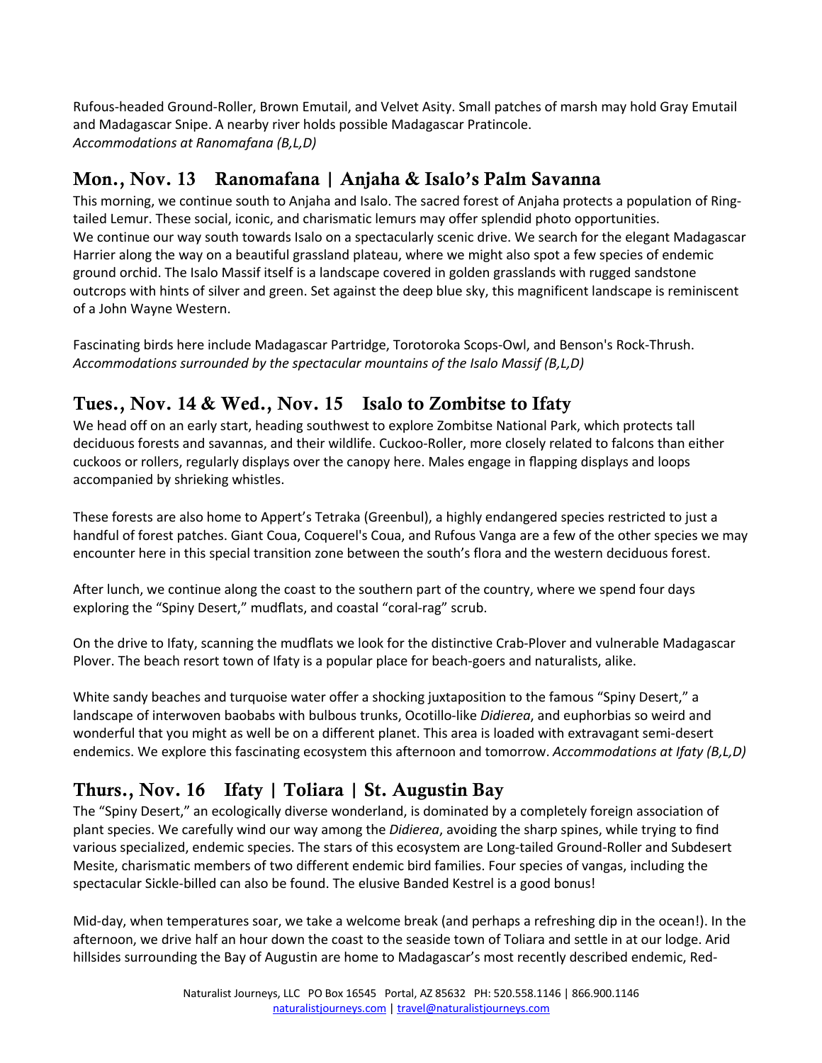Rufous-headed Ground-Roller, Brown Emutail, and Velvet Asity. Small patches of marsh may hold Gray Emutail and Madagascar Snipe. A nearby river holds possible Madagascar Pratincole.
*Accommodations at Ranomafana (B,L,D)*

## Mon., Nov. 13 Ranomafana | Anjaha & Isalo's Palm Savanna

This morning, we continue south to Anjaha and Isalo. The sacred forest of Anjaha protects a population of Ring-tailed Lemur. These social, iconic, and charismatic lemurs may offer splendid photo opportunities.
We continue our way south towards Isalo on a spectacularly scenic drive. We search for the elegant Madagascar Harrier along the way on a beautiful grassland plateau, where we might also spot a few species of endemic ground orchid. The Isalo Massif itself is a landscape covered in golden grasslands with rugged sandstone outcrops with hints of silver and green. Set against the deep blue sky, this magnificent landscape is reminiscent of a John Wayne Western.

Fascinating birds here include Madagascar Partridge, Torotoroka Scops-Owl, and Benson's Rock-Thrush.
*Accommodations surrounded by the spectacular mountains of the Isalo Massif (B,L,D)*

## Tues., Nov. 14 & Wed., Nov. 15 Isalo to Zombitse to Ifaty

We head off on an early start, heading southwest to explore Zombitse National Park, which protects tall deciduous forests and savannas, and their wildlife. Cuckoo-Roller, more closely related to falcons than either cuckoos or rollers, regularly displays over the canopy here. Males engage in flapping displays and loops accompanied by shrieking whistles.

These forests are also home to Appert's Tetraka (Greenbul), a highly endangered species restricted to just a handful of forest patches. Giant Coua, Coquerel's Coua, and Rufous Vanga are a few of the other species we may encounter here in this special transition zone between the south's flora and the western deciduous forest.

After lunch, we continue along the coast to the southern part of the country, where we spend four days exploring the "Spiny Desert," mudflats, and coastal "coral-rag" scrub.

On the drive to Ifaty, scanning the mudflats we look for the distinctive Crab-Plover and vulnerable Madagascar Plover. The beach resort town of Ifaty is a popular place for beach-goers and naturalists, alike.

White sandy beaches and turquoise water offer a shocking juxtaposition to the famous "Spiny Desert," a landscape of interwoven baobabs with bulbous trunks, Ocotillo-like *Didierea*, and euphorbias so weird and wonderful that you might as well be on a different planet. This area is loaded with extravagant semi-desert endemics. We explore this fascinating ecosystem this afternoon and tomorrow. *Accommodations at Ifaty (B,L,D)*

## Thurs., Nov. 16 Ifaty | Toliara | St. Augustin Bay

The "Spiny Desert," an ecologically diverse wonderland, is dominated by a completely foreign association of plant species. We carefully wind our way among the *Didierea*, avoiding the sharp spines, while trying to find various specialized, endemic species. The stars of this ecosystem are Long-tailed Ground-Roller and Subdesert Mesite, charismatic members of two different endemic bird families. Four species of vangas, including the spectacular Sickle-billed can also be found. The elusive Banded Kestrel is a good bonus!

Mid-day, when temperatures soar, we take a welcome break (and perhaps a refreshing dip in the ocean!). In the afternoon, we drive half an hour down the coast to the seaside town of Toliara and settle in at our lodge. Arid hillsides surrounding the Bay of Augustin are home to Madagascar's most recently described endemic, Red-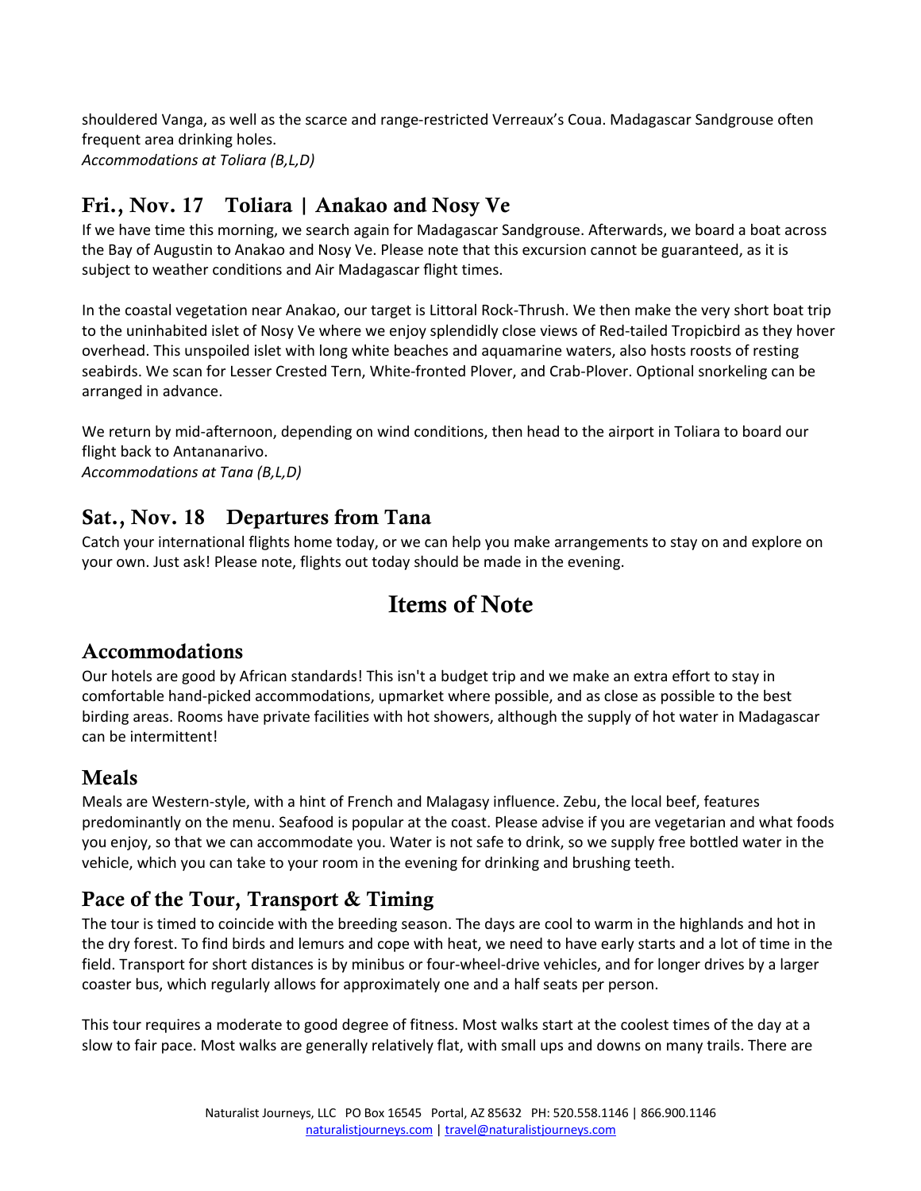shouldered Vanga, as well as the scarce and range-restricted Verreaux's Coua. Madagascar Sandgrouse often frequent area drinking holes.
*Accommodations at Toliara (B,L,D)*

## Fri., Nov. 17 Toliara | Anakao and Nosy Ve

If we have time this morning, we search again for Madagascar Sandgrouse. Afterwards, we board a boat across the Bay of Augustin to Anakao and Nosy Ve. Please note that this excursion cannot be guaranteed, as it is subject to weather conditions and Air Madagascar flight times.

In the coastal vegetation near Anakao, our target is Littoral Rock-Thrush. We then make the very short boat trip to the uninhabited islet of Nosy Ve where we enjoy splendidly close views of Red-tailed Tropicbird as they hover overhead. This unspoiled islet with long white beaches and aquamarine waters, also hosts roosts of resting seabirds. We scan for Lesser Crested Tern, White-fronted Plover, and Crab-Plover. Optional snorkeling can be arranged in advance.

We return by mid-afternoon, depending on wind conditions, then head to the airport in Toliara to board our flight back to Antananarivo.
*Accommodations at Tana (B,L,D)*

## Sat., Nov. 18 Departures from Tana

Catch your international flights home today, or we can help you make arrangements to stay on and explore on your own. Just ask! Please note, flights out today should be made in the evening.

# Items of Note

## Accommodations

Our hotels are good by African standards! This isn't a budget trip and we make an extra effort to stay in comfortable hand-picked accommodations, upmarket where possible, and as close as possible to the best birding areas. Rooms have private facilities with hot showers, although the supply of hot water in Madagascar can be intermittent!

## Meals

Meals are Western-style, with a hint of French and Malagasy influence. Zebu, the local beef, features predominantly on the menu. Seafood is popular at the coast. Please advise if you are vegetarian and what foods you enjoy, so that we can accommodate you. Water is not safe to drink, so we supply free bottled water in the vehicle, which you can take to your room in the evening for drinking and brushing teeth.

## Pace of the Tour, Transport & Timing

The tour is timed to coincide with the breeding season. The days are cool to warm in the highlands and hot in the dry forest. To find birds and lemurs and cope with heat, we need to have early starts and a lot of time in the field. Transport for short distances is by minibus or four-wheel-drive vehicles, and for longer drives by a larger coaster bus, which regularly allows for approximately one and a half seats per person.

This tour requires a moderate to good degree of fitness. Most walks start at the coolest times of the day at a slow to fair pace. Most walks are generally relatively flat, with small ups and downs on many trails. There are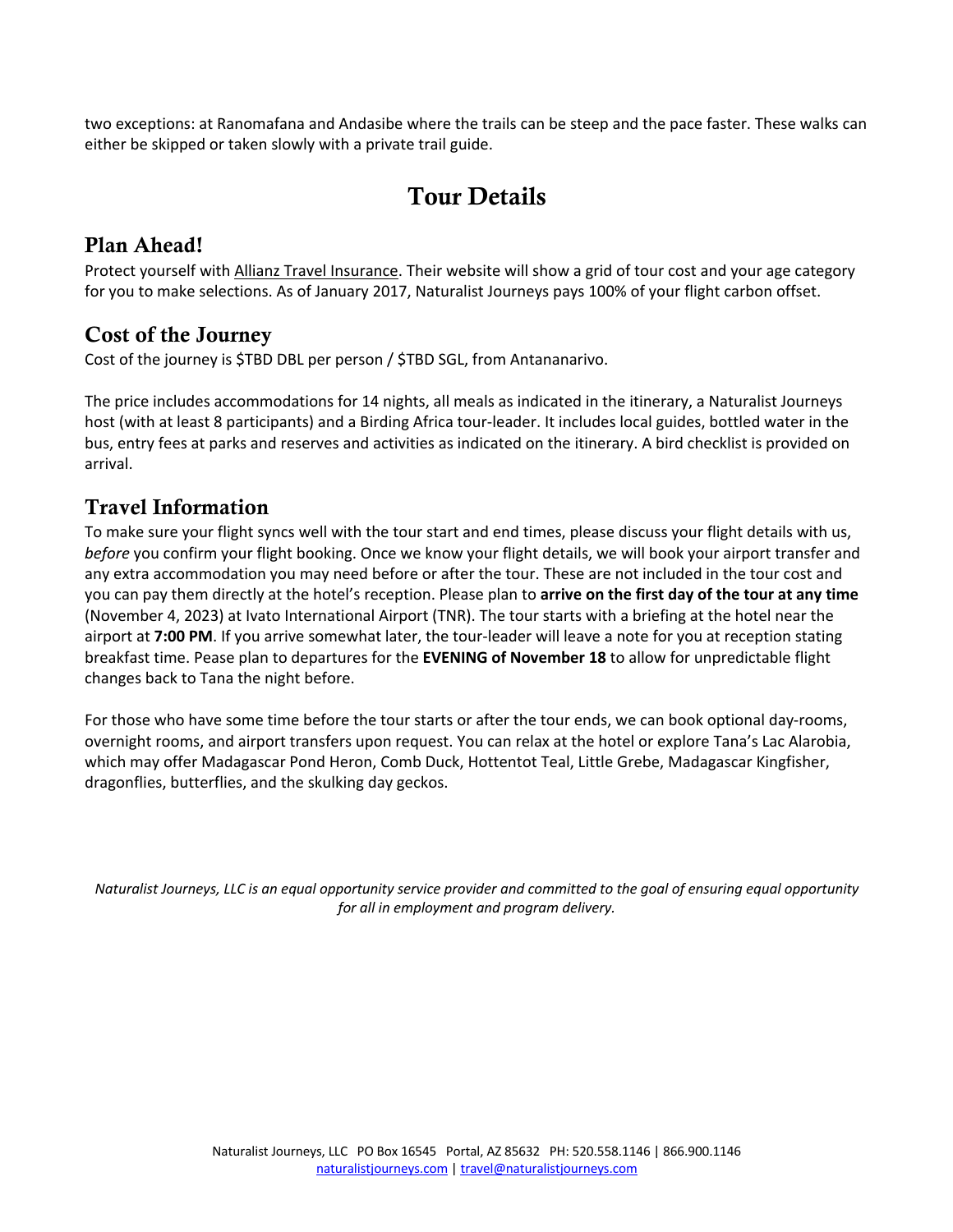two exceptions: at Ranomafana and Andasibe where the trails can be steep and the pace faster. These walks can either be skipped or taken slowly with a private trail guide.

# Tour Details

## Plan Ahead!

Protect yourself with Allianz Travel Insurance. Their website will show a grid of tour cost and your age category for you to make selections. As of January 2017, Naturalist Journeys pays 100% of your flight carbon offset.

## Cost of the Journey

Cost of the journey is $TBD DBL per person / $TBD SGL, from Antananarivo.

The price includes accommodations for 14 nights, all meals as indicated in the itinerary, a Naturalist Journeys host (with at least 8 participants) and a Birding Africa tour-leader. It includes local guides, bottled water in the bus, entry fees at parks and reserves and activities as indicated on the itinerary. A bird checklist is provided on arrival.

## Travel Information

To make sure your flight syncs well with the tour start and end times, please discuss your flight details with us, *before* you confirm your flight booking. Once we know your flight details, we will book your airport transfer and any extra accommodation you may need before or after the tour. These are not included in the tour cost and you can pay them directly at the hotel's reception. Please plan to **arrive on the first day of the tour at any time** (November 4, 2023) at Ivato International Airport (TNR). The tour starts with a briefing at the hotel near the airport at **7:00 PM**. If you arrive somewhat later, the tour-leader will leave a note for you at reception stating breakfast time. Pease plan to departures for the **EVENING of November 18** to allow for unpredictable flight changes back to Tana the night before.

For those who have some time before the tour starts or after the tour ends, we can book optional day-rooms, overnight rooms, and airport transfers upon request. You can relax at the hotel or explore Tana's Lac Alarobia, which may offer Madagascar Pond Heron, Comb Duck, Hottentot Teal, Little Grebe, Madagascar Kingfisher, dragonflies, butterflies, and the skulking day geckos.

*Naturalist Journeys, LLC is an equal opportunity service provider and committed to the goal of ensuring equal opportunity for all in employment and program delivery.*